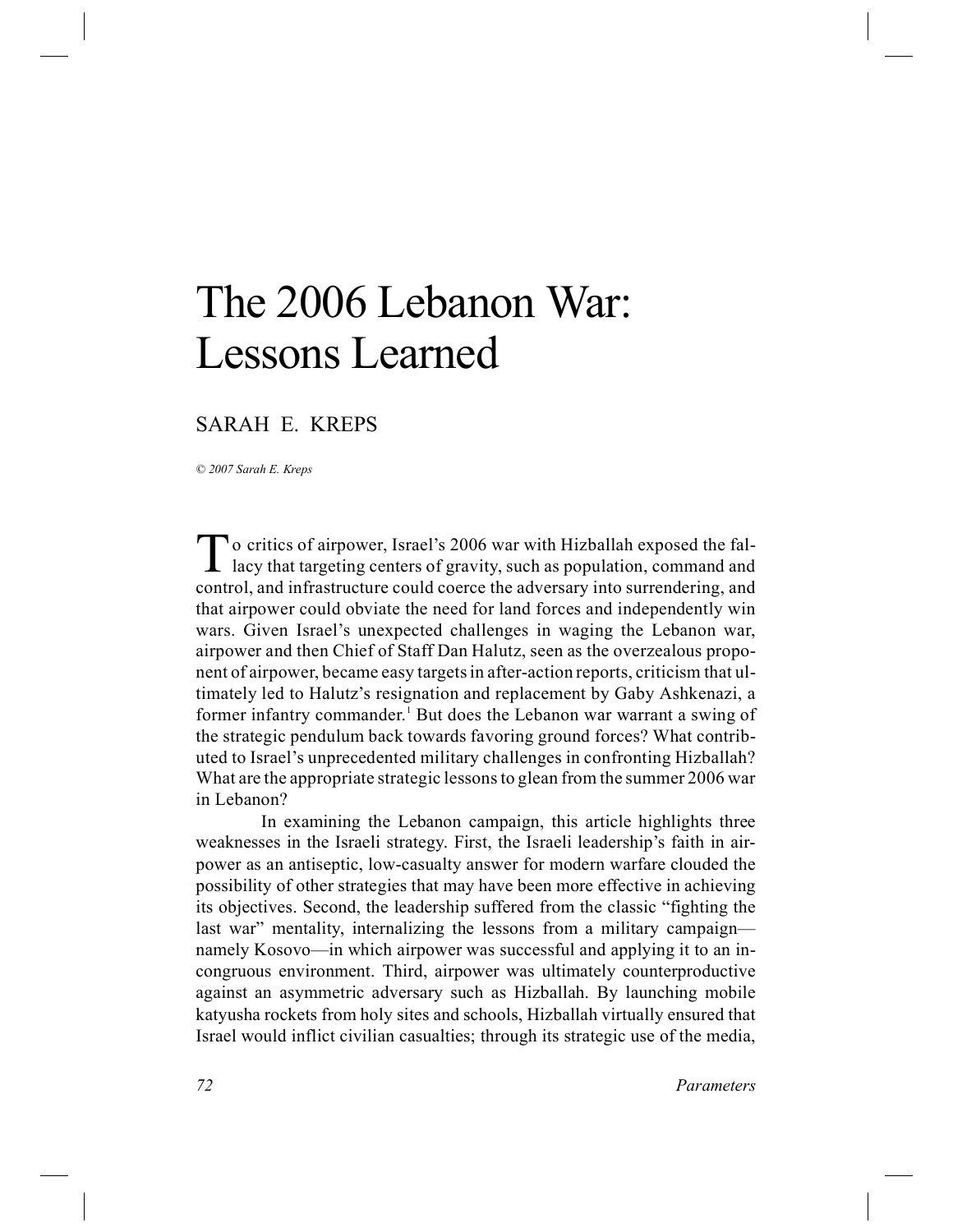# The 2006 Lebanon War: Lessons Learned

SARAH E. KREPS

*© 2007 Sarah E. Kreps*

To critics of airpower, Israel's 2006 war with Hizballah exposed the fallacy that targeting centers of gravity, such as population, command and control, and infrastructure could coerce the adversary into surrendering, and that airpower could obviate the need for land forces and independently win wars. Given Israel's unexpected challenges in waging the Lebanon war, airpower and then Chief of Staff Dan Halutz, seen as the overzealous proponent of airpower, became easy targets in after-action reports, criticism that ultimately led to Halutz's resignation and replacement by Gaby Ashkenazi, a former infantry commander.[1] But does the Lebanon war warrant a swing of the strategic pendulum back towards favoring ground forces? What contributed to Israel's unprecedented military challenges in confronting Hizballah? What are the appropriate strategic lessons to glean from the summer 2006 war in Lebanon?

In examining the Lebanon campaign, this article highlights three weaknesses in the Israeli strategy. First, the Israeli leadership's faith in airpower as an antiseptic, low-casualty answer for modern warfare clouded the possibility of other strategies that may have been more effective in achieving its objectives. Second, the leadership suffered from the classic "fighting the last war" mentality, internalizing the lessons from a military campaign—namely Kosovo—in which airpower was successful and applying it to an incongruous environment. Third, airpower was ultimately counterproductive against an asymmetric adversary such as Hizballah. By launching mobile katyusha rockets from holy sites and schools, Hizballah virtually ensured that Israel would inflict civilian casualties; through its strategic use of the media,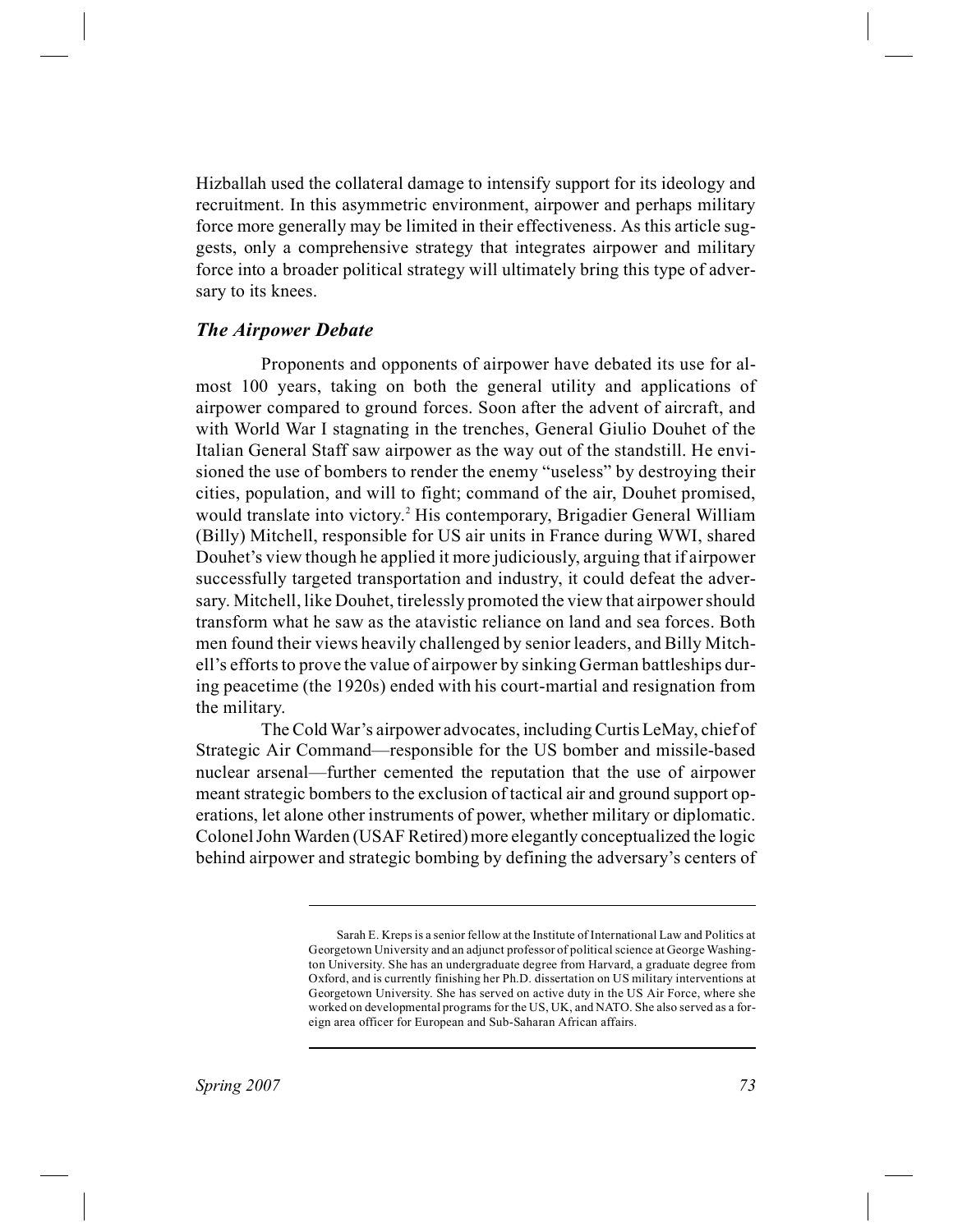Hizballah used the collateral damage to intensify support for its ideology and recruitment. In this asymmetric environment, airpower and perhaps military force more generally may be limited in their effectiveness. As this article suggests, only a comprehensive strategy that integrates airpower and military force into a broader political strategy will ultimately bring this type of adversary to its knees.

### *The Airpower Debate*

Proponents and opponents of airpower have debated its use for almost 100 years, taking on both the general utility and applications of airpower compared to ground forces. Soon after the advent of aircraft, and with World War I stagnating in the trenches, General Giulio Douhet of the Italian General Staff saw airpower as the way out of the standstill. He envisioned the use of bombers to render the enemy "useless" by destroying their cities, population, and will to fight; command of the air, Douhet promised, would translate into victory.[2] His contemporary, Brigadier General William (Billy) Mitchell, responsible for US air units in France during WWI, shared Douhet's view though he applied it more judiciously, arguing that if airpower successfully targeted transportation and industry, it could defeat the adversary. Mitchell, like Douhet, tirelessly promoted the view that airpower should transform what he saw as the atavistic reliance on land and sea forces. Both men found their views heavily challenged by senior leaders, and Billy Mitchell's efforts to prove the value of airpower by sinking German battleships during peacetime (the 1920s) ended with his court-martial and resignation from the military.

The Cold War's airpower advocates, including Curtis LeMay, chief of Strategic Air Command—responsible for the US bomber and missile-based nuclear arsenal—further cemented the reputation that the use of airpower meant strategic bombers to the exclusion of tactical air and ground support operations, let alone other instruments of power, whether military or diplomatic. Colonel John Warden (USAF Retired) more elegantly conceptualized the logic behind airpower and strategic bombing by defining the adversary's centers of

---

Sarah E. Kreps is a senior fellow at the Institute of International Law and Politics at Georgetown University and an adjunct professor of political science at George Washington University. She has an undergraduate degree from Harvard, a graduate degree from Oxford, and is currently finishing her Ph.D. dissertation on US military interventions at Georgetown University. She has served on active duty in the US Air Force, where she worked on developmental programs for the US, UK, and NATO. She also served as a foreign area officer for European and Sub-Saharan African affairs.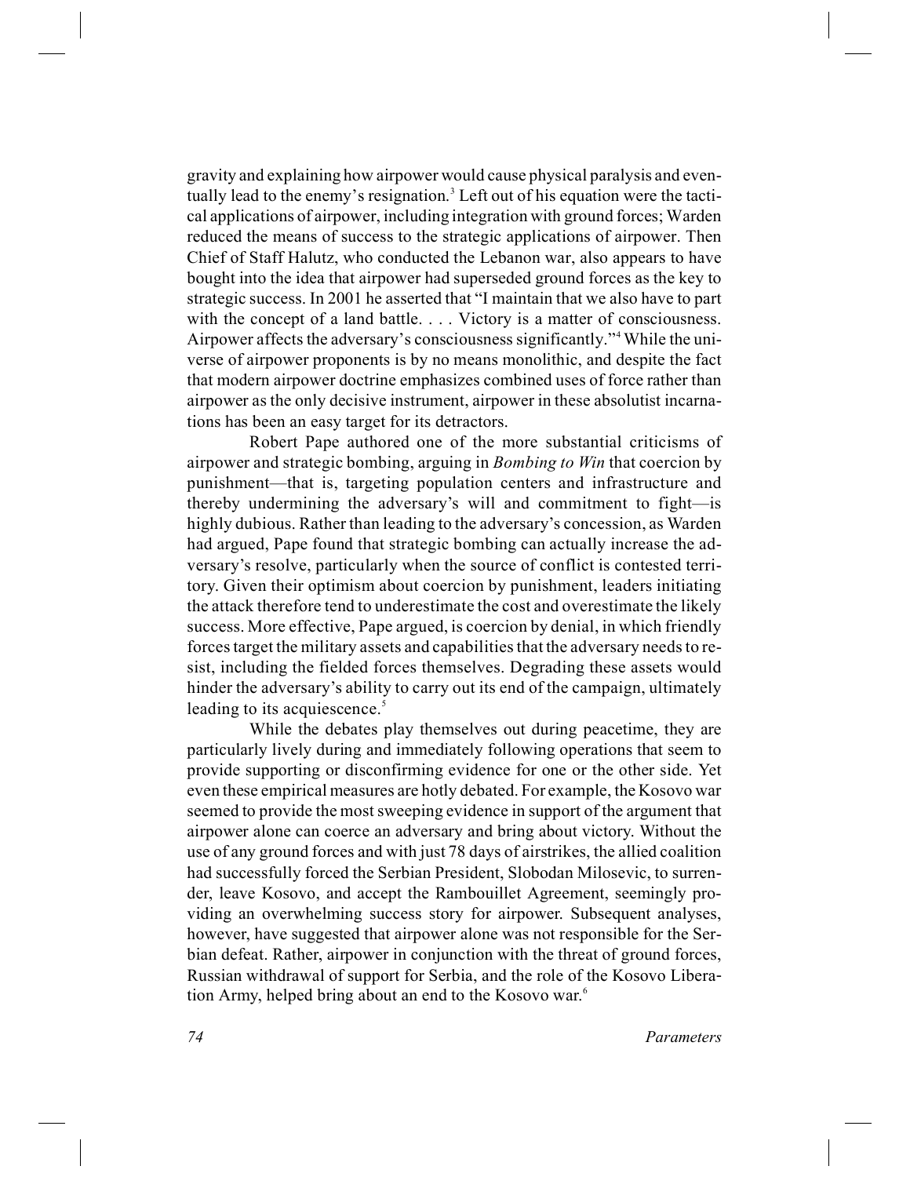gravity and explaining how airpower would cause physical paralysis and eventually lead to the enemy's resignation.[3] Left out of his equation were the tactical applications of airpower, including integration with ground forces; Warden reduced the means of success to the strategic applications of airpower. Then Chief of Staff Halutz, who conducted the Lebanon war, also appears to have bought into the idea that airpower had superseded ground forces as the key to strategic success. In 2001 he asserted that "I maintain that we also have to part with the concept of a land battle. . . . Victory is a matter of consciousness. Airpower affects the adversary's consciousness significantly."[4] While the universe of airpower proponents is by no means monolithic, and despite the fact that modern airpower doctrine emphasizes combined uses of force rather than airpower as the only decisive instrument, airpower in these absolutist incarnations has been an easy target for its detractors.

Robert Pape authored one of the more substantial criticisms of airpower and strategic bombing, arguing in *Bombing to Win* that coercion by punishment—that is, targeting population centers and infrastructure and thereby undermining the adversary's will and commitment to fight—is highly dubious. Rather than leading to the adversary's concession, as Warden had argued, Pape found that strategic bombing can actually increase the adversary's resolve, particularly when the source of conflict is contested territory. Given their optimism about coercion by punishment, leaders initiating the attack therefore tend to underestimate the cost and overestimate the likely success. More effective, Pape argued, is coercion by denial, in which friendly forces target the military assets and capabilities that the adversary needs to resist, including the fielded forces themselves. Degrading these assets would hinder the adversary's ability to carry out its end of the campaign, ultimately leading to its acquiescence.[5]

While the debates play themselves out during peacetime, they are particularly lively during and immediately following operations that seem to provide supporting or disconfirming evidence for one or the other side. Yet even these empirical measures are hotly debated. For example, the Kosovo war seemed to provide the most sweeping evidence in support of the argument that airpower alone can coerce an adversary and bring about victory. Without the use of any ground forces and with just 78 days of airstrikes, the allied coalition had successfully forced the Serbian President, Slobodan Milosevic, to surrender, leave Kosovo, and accept the Rambouillet Agreement, seemingly providing an overwhelming success story for airpower. Subsequent analyses, however, have suggested that airpower alone was not responsible for the Serbian defeat. Rather, airpower in conjunction with the threat of ground forces, Russian withdrawal of support for Serbia, and the role of the Kosovo Liberation Army, helped bring about an end to the Kosovo war.[6]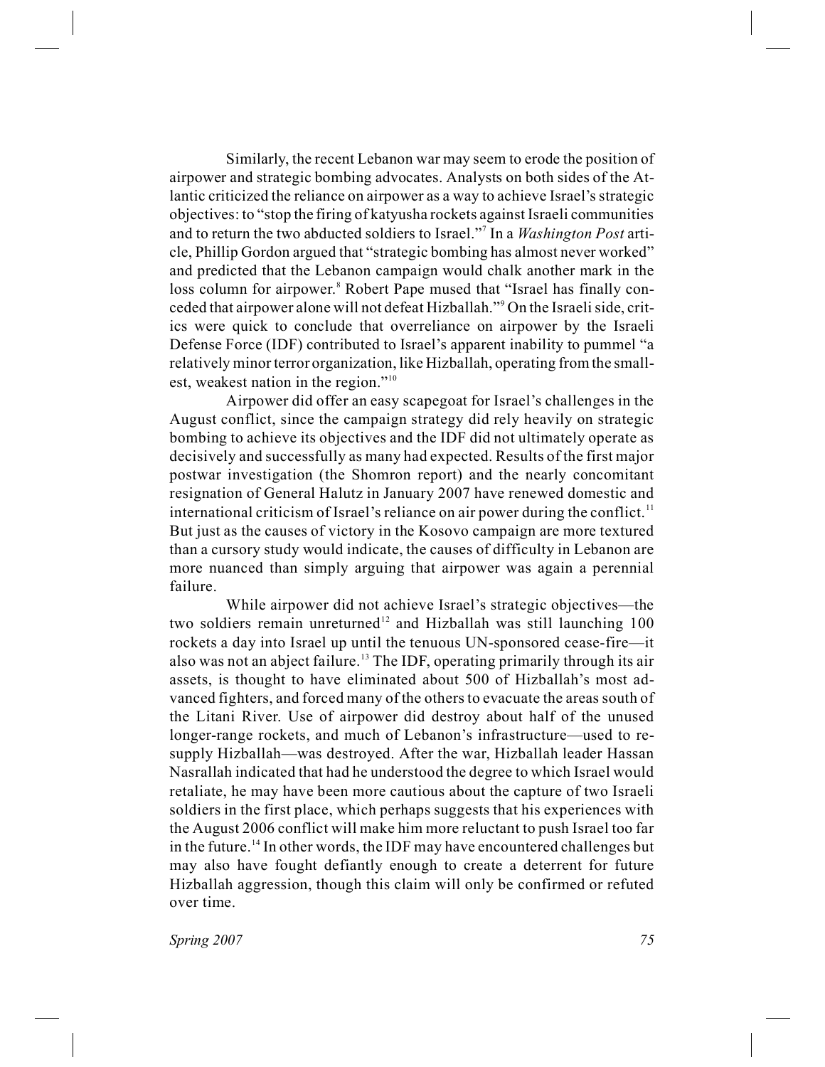Similarly, the recent Lebanon war may seem to erode the position of airpower and strategic bombing advocates. Analysts on both sides of the Atlantic criticized the reliance on airpower as a way to achieve Israel's strategic objectives: to "stop the firing of katyusha rockets against Israeli communities and to return the two abducted soldiers to Israel."[7] In a *Washington Post* article, Phillip Gordon argued that "strategic bombing has almost never worked" and predicted that the Lebanon campaign would chalk another mark in the loss column for airpower.[8] Robert Pape mused that "Israel has finally conceded that airpower alone will not defeat Hizballah."[9] On the Israeli side, critics were quick to conclude that overreliance on airpower by the Israeli Defense Force (IDF) contributed to Israel's apparent inability to pummel "a relatively minor terror organization, like Hizballah, operating from the smallest, weakest nation in the region."[10]

Airpower did offer an easy scapegoat for Israel's challenges in the August conflict, since the campaign strategy did rely heavily on strategic bombing to achieve its objectives and the IDF did not ultimately operate as decisively and successfully as many had expected. Results of the first major postwar investigation (the Shomron report) and the nearly concomitant resignation of General Halutz in January 2007 have renewed domestic and international criticism of Israel's reliance on air power during the conflict.[11] But just as the causes of victory in the Kosovo campaign are more textured than a cursory study would indicate, the causes of difficulty in Lebanon are more nuanced than simply arguing that airpower was again a perennial failure.

While airpower did not achieve Israel's strategic objectives—the two soldiers remain unreturned[12] and Hizballah was still launching 100 rockets a day into Israel up until the tenuous UN-sponsored cease-fire—it also was not an abject failure.[13] The IDF, operating primarily through its air assets, is thought to have eliminated about 500 of Hizballah's most advanced fighters, and forced many of the others to evacuate the areas south of the Litani River. Use of airpower did destroy about half of the unused longer-range rockets, and much of Lebanon's infrastructure—used to resupply Hizballah—was destroyed. After the war, Hizballah leader Hassan Nasrallah indicated that had he understood the degree to which Israel would retaliate, he may have been more cautious about the capture of two Israeli soldiers in the first place, which perhaps suggests that his experiences with the August 2006 conflict will make him more reluctant to push Israel too far in the future.[14] In other words, the IDF may have encountered challenges but may also have fought defiantly enough to create a deterrent for future Hizballah aggression, though this claim will only be confirmed or refuted over time.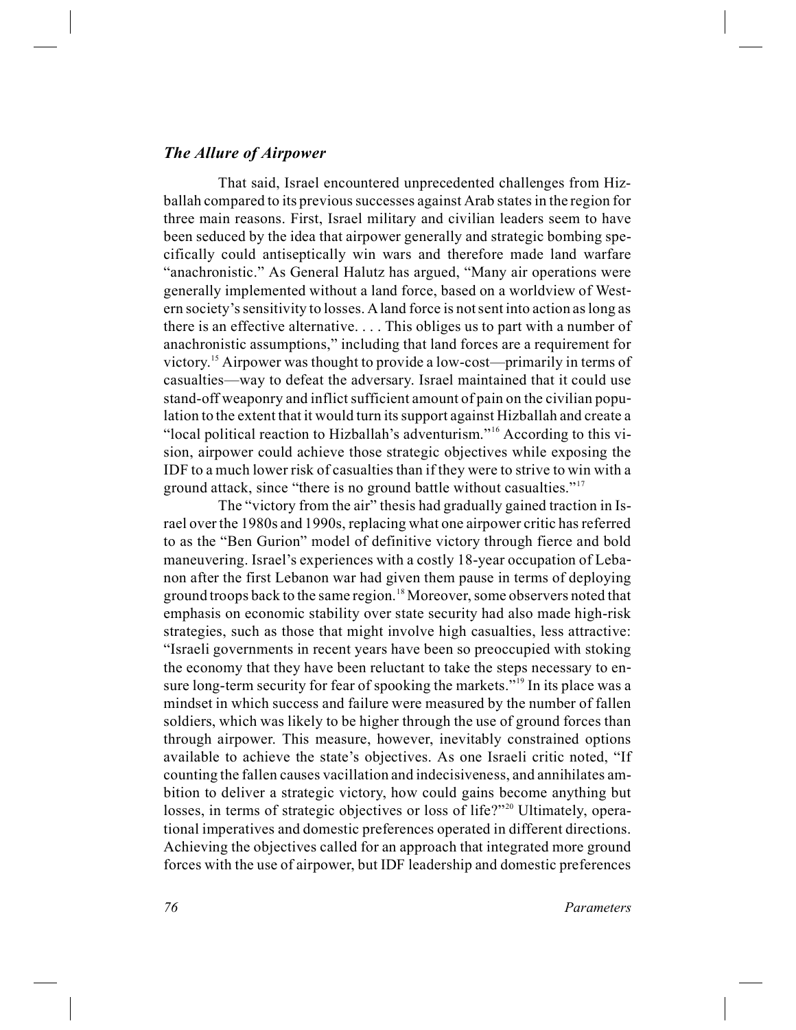### *The Allure of Airpower*

That said, Israel encountered unprecedented challenges from Hizballah compared to its previous successes against Arab states in the region for three main reasons. First, Israel military and civilian leaders seem to have been seduced by the idea that airpower generally and strategic bombing specifically could antiseptically win wars and therefore made land warfare "anachronistic." As General Halutz has argued, "Many air operations were generally implemented without a land force, based on a worldview of Western society's sensitivity to losses. A land force is not sent into action as long as there is an effective alternative. . . . This obliges us to part with a number of anachronistic assumptions," including that land forces are a requirement for victory.[15] Airpower was thought to provide a low-cost—primarily in terms of casualties—way to defeat the adversary. Israel maintained that it could use stand-off weaponry and inflict sufficient amount of pain on the civilian population to the extent that it would turn its support against Hizballah and create a "local political reaction to Hizballah's adventurism."[16] According to this vision, airpower could achieve those strategic objectives while exposing the IDF to a much lower risk of casualties than if they were to strive to win with a ground attack, since "there is no ground battle without casualties."[17]

The "victory from the air" thesis had gradually gained traction in Israel over the 1980s and 1990s, replacing what one airpower critic has referred to as the "Ben Gurion" model of definitive victory through fierce and bold maneuvering. Israel's experiences with a costly 18-year occupation of Lebanon after the first Lebanon war had given them pause in terms of deploying ground troops back to the same region.[18] Moreover, some observers noted that emphasis on economic stability over state security had also made high-risk strategies, such as those that might involve high casualties, less attractive: "Israeli governments in recent years have been so preoccupied with stoking the economy that they have been reluctant to take the steps necessary to ensure long-term security for fear of spooking the markets."[19] In its place was a mindset in which success and failure were measured by the number of fallen soldiers, which was likely to be higher through the use of ground forces than through airpower. This measure, however, inevitably constrained options available to achieve the state's objectives. As one Israeli critic noted, "If counting the fallen causes vacillation and indecisiveness, and annihilates ambition to deliver a strategic victory, how could gains become anything but losses, in terms of strategic objectives or loss of life?"[20] Ultimately, operational imperatives and domestic preferences operated in different directions. Achieving the objectives called for an approach that integrated more ground forces with the use of airpower, but IDF leadership and domestic preferences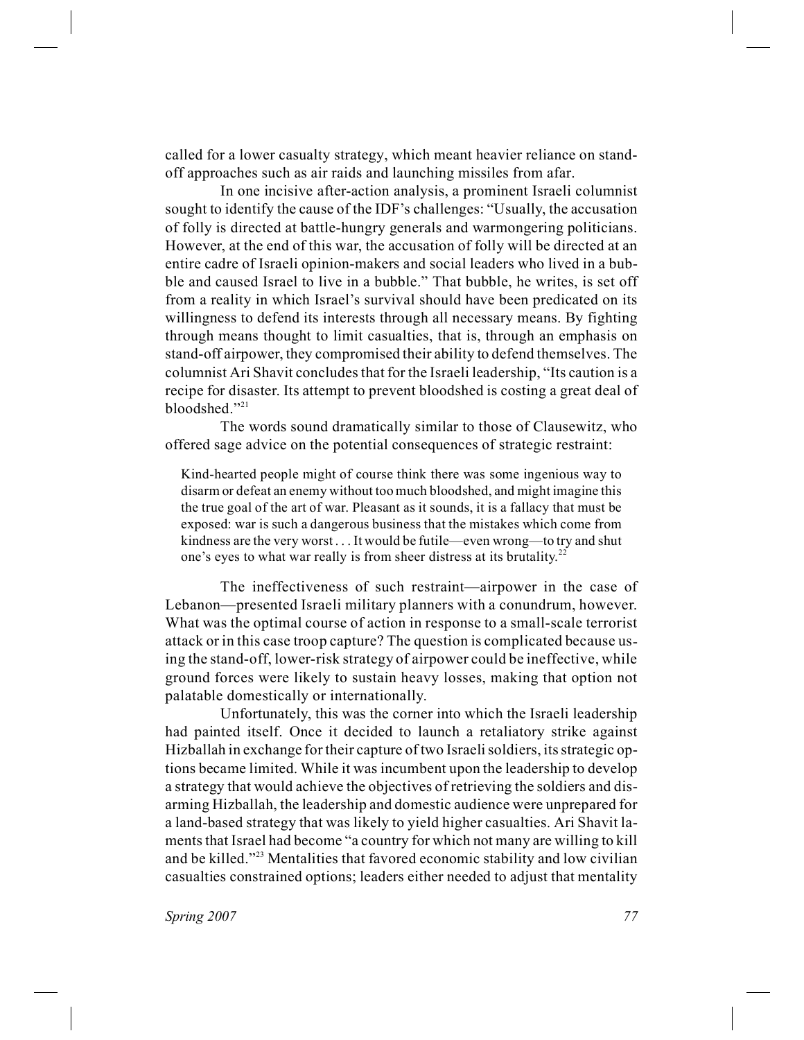called for a lower casualty strategy, which meant heavier reliance on stand-off approaches such as air raids and launching missiles from afar.

In one incisive after-action analysis, a prominent Israeli columnist sought to identify the cause of the IDF's challenges: "Usually, the accusation of folly is directed at battle-hungry generals and warmongering politicians. However, at the end of this war, the accusation of folly will be directed at an entire cadre of Israeli opinion-makers and social leaders who lived in a bubble and caused Israel to live in a bubble." That bubble, he writes, is set off from a reality in which Israel's survival should have been predicated on its willingness to defend its interests through all necessary means. By fighting through means thought to limit casualties, that is, through an emphasis on stand-off airpower, they compromised their ability to defend themselves. The columnist Ari Shavit concludes that for the Israeli leadership, "Its caution is a recipe for disaster. Its attempt to prevent bloodshed is costing a great deal of bloodshed."[21]

The words sound dramatically similar to those of Clausewitz, who offered sage advice on the potential consequences of strategic restraint:

> Kind-hearted people might of course think there was some ingenious way to disarm or defeat an enemy without too much bloodshed, and might imagine this the true goal of the art of war. Pleasant as it sounds, it is a fallacy that must be exposed: war is such a dangerous business that the mistakes which come from kindness are the very worst . . . It would be futile—even wrong—to try and shut one's eyes to what war really is from sheer distress at its brutality.[22]

The ineffectiveness of such restraint—airpower in the case of Lebanon—presented Israeli military planners with a conundrum, however. What was the optimal course of action in response to a small-scale terrorist attack or in this case troop capture? The question is complicated because using the stand-off, lower-risk strategy of airpower could be ineffective, while ground forces were likely to sustain heavy losses, making that option not palatable domestically or internationally.

Unfortunately, this was the corner into which the Israeli leadership had painted itself. Once it decided to launch a retaliatory strike against Hizballah in exchange for their capture of two Israeli soldiers, its strategic options became limited. While it was incumbent upon the leadership to develop a strategy that would achieve the objectives of retrieving the soldiers and disarming Hizballah, the leadership and domestic audience were unprepared for a land-based strategy that was likely to yield higher casualties. Ari Shavit laments that Israel had become "a country for which not many are willing to kill and be killed."[23] Mentalities that favored economic stability and low civilian casualties constrained options; leaders either needed to adjust that mentality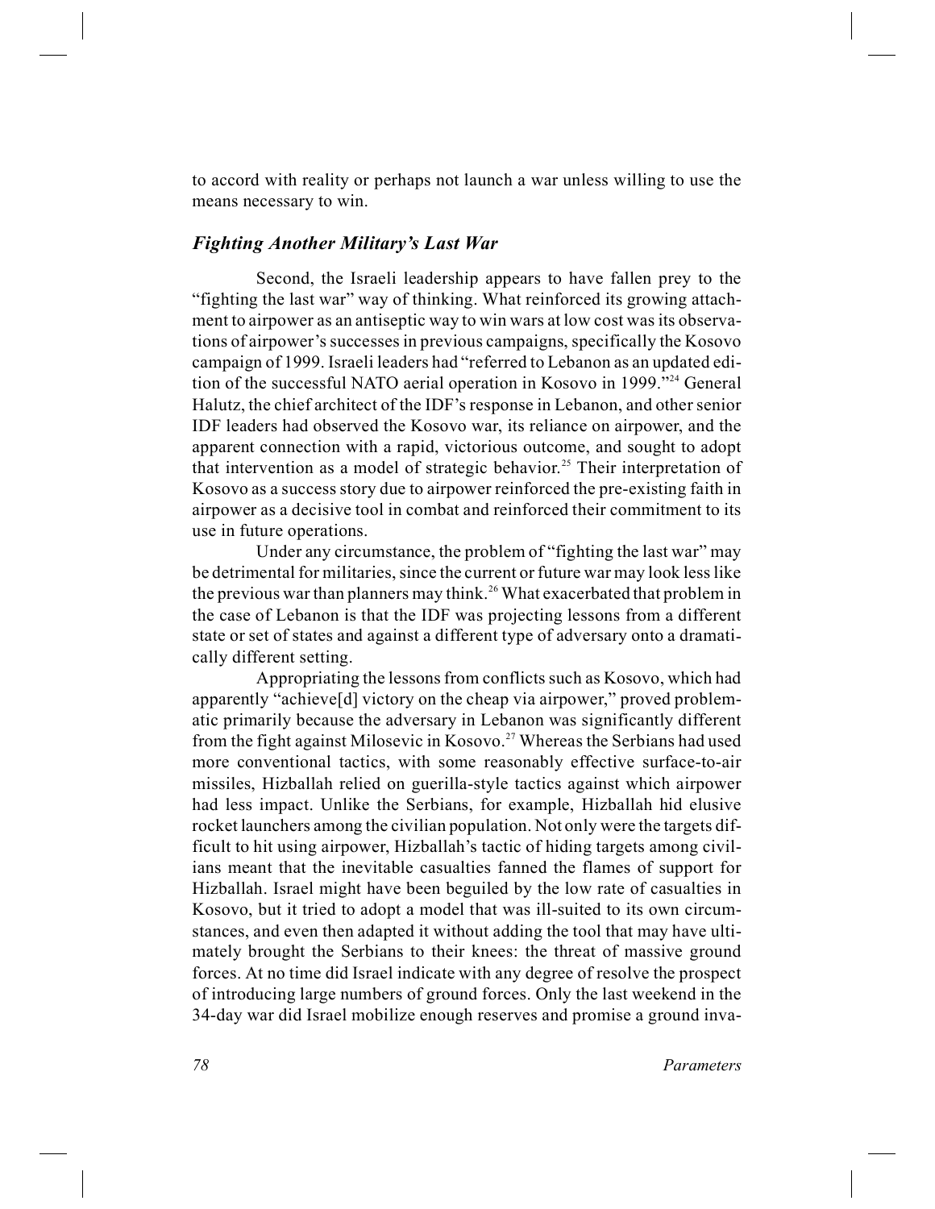to accord with reality or perhaps not launch a war unless willing to use the means necessary to win.

### *Fighting Another Military's Last War*

Second, the Israeli leadership appears to have fallen prey to the "fighting the last war" way of thinking. What reinforced its growing attachment to airpower as an antiseptic way to win wars at low cost was its observations of airpower's successes in previous campaigns, specifically the Kosovo campaign of 1999. Israeli leaders had "referred to Lebanon as an updated edition of the successful NATO aerial operation in Kosovo in 1999."[24] General Halutz, the chief architect of the IDF's response in Lebanon, and other senior IDF leaders had observed the Kosovo war, its reliance on airpower, and the apparent connection with a rapid, victorious outcome, and sought to adopt that intervention as a model of strategic behavior.[25] Their interpretation of Kosovo as a success story due to airpower reinforced the pre-existing faith in airpower as a decisive tool in combat and reinforced their commitment to its use in future operations.

Under any circumstance, the problem of "fighting the last war" may be detrimental for militaries, since the current or future war may look less like the previous war than planners may think.[26] What exacerbated that problem in the case of Lebanon is that the IDF was projecting lessons from a different state or set of states and against a different type of adversary onto a dramatically different setting.

Appropriating the lessons from conflicts such as Kosovo, which had apparently "achieve[d] victory on the cheap via airpower," proved problematic primarily because the adversary in Lebanon was significantly different from the fight against Milosevic in Kosovo.[27] Whereas the Serbians had used more conventional tactics, with some reasonably effective surface-to-air missiles, Hizballah relied on guerilla-style tactics against which airpower had less impact. Unlike the Serbians, for example, Hizballah hid elusive rocket launchers among the civilian population. Not only were the targets difficult to hit using airpower, Hizballah's tactic of hiding targets among civilians meant that the inevitable casualties fanned the flames of support for Hizballah. Israel might have been beguiled by the low rate of casualties in Kosovo, but it tried to adopt a model that was ill-suited to its own circumstances, and even then adapted it without adding the tool that may have ultimately brought the Serbians to their knees: the threat of massive ground forces. At no time did Israel indicate with any degree of resolve the prospect of introducing large numbers of ground forces. Only the last weekend in the 34-day war did Israel mobilize enough reserves and promise a ground inva-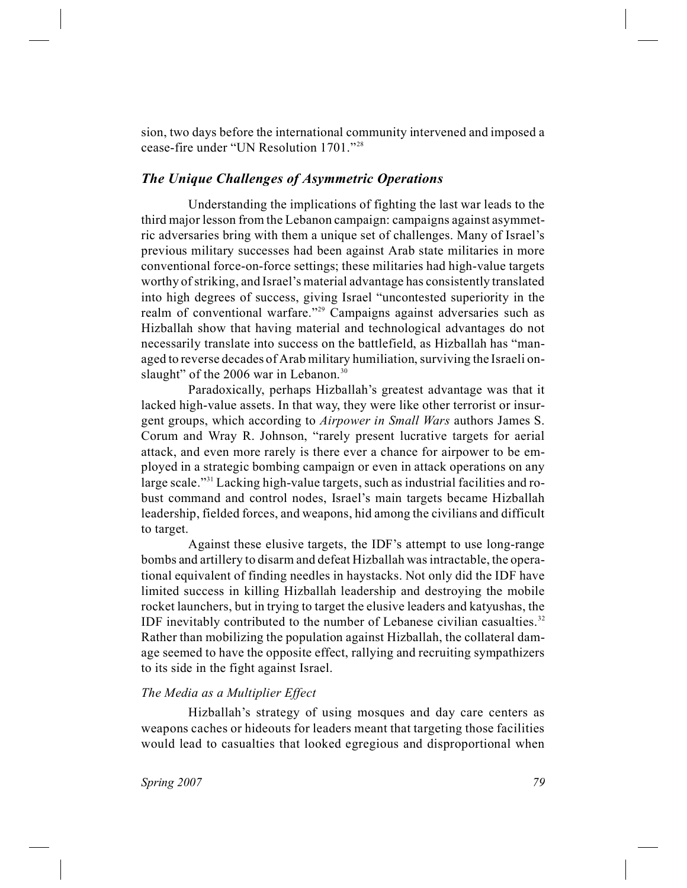sion, two days before the international community intervened and imposed a cease-fire under "UN Resolution 1701."[28]

## *The Unique Challenges of Asymmetric Operations*

Understanding the implications of fighting the last war leads to the third major lesson from the Lebanon campaign: campaigns against asymmetric adversaries bring with them a unique set of challenges. Many of Israel's previous military successes had been against Arab state militaries in more conventional force-on-force settings; these militaries had high-value targets worthy of striking, and Israel's material advantage has consistently translated into high degrees of success, giving Israel "uncontested superiority in the realm of conventional warfare."[29] Campaigns against adversaries such as Hizballah show that having material and technological advantages do not necessarily translate into success on the battlefield, as Hizballah has "managed to reverse decades of Arab military humiliation, surviving the Israeli onslaught" of the 2006 war in Lebanon.[30]

Paradoxically, perhaps Hizballah's greatest advantage was that it lacked high-value assets. In that way, they were like other terrorist or insurgent groups, which according to *Airpower in Small Wars* authors James S. Corum and Wray R. Johnson, "rarely present lucrative targets for aerial attack, and even more rarely is there ever a chance for airpower to be employed in a strategic bombing campaign or even in attack operations on any large scale."[31] Lacking high-value targets, such as industrial facilities and robust command and control nodes, Israel's main targets became Hizballah leadership, fielded forces, and weapons, hid among the civilians and difficult to target.

Against these elusive targets, the IDF's attempt to use long-range bombs and artillery to disarm and defeat Hizballah was intractable, the operational equivalent of finding needles in haystacks. Not only did the IDF have limited success in killing Hizballah leadership and destroying the mobile rocket launchers, but in trying to target the elusive leaders and katyushas, the IDF inevitably contributed to the number of Lebanese civilian casualties.[32] Rather than mobilizing the population against Hizballah, the collateral damage seemed to have the opposite effect, rallying and recruiting sympathizers to its side in the fight against Israel.

### *The Media as a Multiplier Effect*

Hizballah's strategy of using mosques and day care centers as weapons caches or hideouts for leaders meant that targeting those facilities would lead to casualties that looked egregious and disproportional when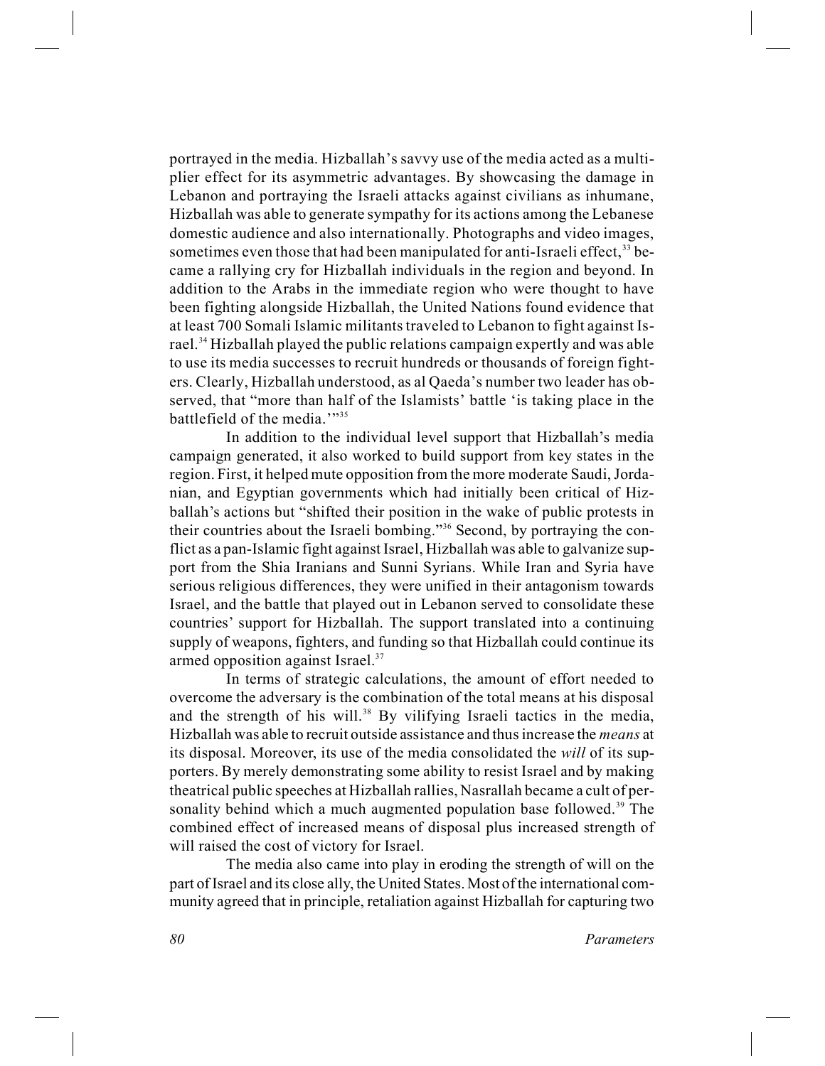portrayed in the media. Hizballah's savvy use of the media acted as a multiplier effect for its asymmetric advantages. By showcasing the damage in Lebanon and portraying the Israeli attacks against civilians as inhumane, Hizballah was able to generate sympathy for its actions among the Lebanese domestic audience and also internationally. Photographs and video images, sometimes even those that had been manipulated for anti-Israeli effect,[33] became a rallying cry for Hizballah individuals in the region and beyond. In addition to the Arabs in the immediate region who were thought to have been fighting alongside Hizballah, the United Nations found evidence that at least 700 Somali Islamic militants traveled to Lebanon to fight against Israel.[34] Hizballah played the public relations campaign expertly and was able to use its media successes to recruit hundreds or thousands of foreign fighters. Clearly, Hizballah understood, as al Qaeda's number two leader has observed, that "more than half of the Islamists' battle 'is taking place in the battlefield of the media.'"[35]

In addition to the individual level support that Hizballah's media campaign generated, it also worked to build support from key states in the region. First, it helped mute opposition from the more moderate Saudi, Jordanian, and Egyptian governments which had initially been critical of Hizballah's actions but "shifted their position in the wake of public protests in their countries about the Israeli bombing."[36] Second, by portraying the conflict as a pan-Islamic fight against Israel, Hizballah was able to galvanize support from the Shia Iranians and Sunni Syrians. While Iran and Syria have serious religious differences, they were unified in their antagonism towards Israel, and the battle that played out in Lebanon served to consolidate these countries' support for Hizballah. The support translated into a continuing supply of weapons, fighters, and funding so that Hizballah could continue its armed opposition against Israel.[37]

In terms of strategic calculations, the amount of effort needed to overcome the adversary is the combination of the total means at his disposal and the strength of his will.[38] By vilifying Israeli tactics in the media, Hizballah was able to recruit outside assistance and thus increase the *means* at its disposal. Moreover, its use of the media consolidated the *will* of its supporters. By merely demonstrating some ability to resist Israel and by making theatrical public speeches at Hizballah rallies, Nasrallah became a cult of personality behind which a much augmented population base followed.[39] The combined effect of increased means of disposal plus increased strength of will raised the cost of victory for Israel.

The media also came into play in eroding the strength of will on the part of Israel and its close ally, the United States. Most of the international community agreed that in principle, retaliation against Hizballah for capturing two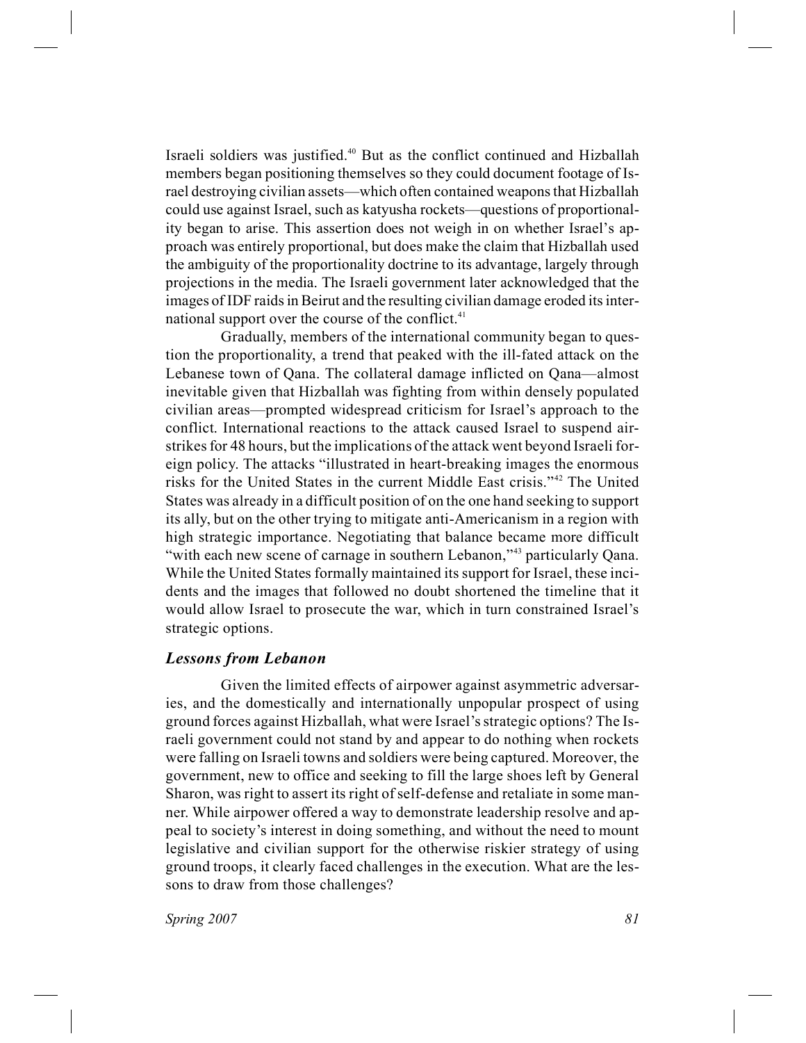Israeli soldiers was justified.[40] But as the conflict continued and Hizballah members began positioning themselves so they could document footage of Israel destroying civilian assets—which often contained weapons that Hizballah could use against Israel, such as katyusha rockets—questions of proportionality began to arise. This assertion does not weigh in on whether Israel's approach was entirely proportional, but does make the claim that Hizballah used the ambiguity of the proportionality doctrine to its advantage, largely through projections in the media. The Israeli government later acknowledged that the images of IDF raids in Beirut and the resulting civilian damage eroded its international support over the course of the conflict.[41]

Gradually, members of the international community began to question the proportionality, a trend that peaked with the ill-fated attack on the Lebanese town of Qana. The collateral damage inflicted on Qana—almost inevitable given that Hizballah was fighting from within densely populated civilian areas—prompted widespread criticism for Israel's approach to the conflict. International reactions to the attack caused Israel to suspend airstrikes for 48 hours, but the implications of the attack went beyond Israeli foreign policy. The attacks "illustrated in heart-breaking images the enormous risks for the United States in the current Middle East crisis."[42] The United States was already in a difficult position of on the one hand seeking to support its ally, but on the other trying to mitigate anti-Americanism in a region with high strategic importance. Negotiating that balance became more difficult "with each new scene of carnage in southern Lebanon,"[43] particularly Qana. While the United States formally maintained its support for Israel, these incidents and the images that followed no doubt shortened the timeline that it would allow Israel to prosecute the war, which in turn constrained Israel's strategic options.

### *Lessons from Lebanon*

Given the limited effects of airpower against asymmetric adversaries, and the domestically and internationally unpopular prospect of using ground forces against Hizballah, what were Israel's strategic options? The Israeli government could not stand by and appear to do nothing when rockets were falling on Israeli towns and soldiers were being captured. Moreover, the government, new to office and seeking to fill the large shoes left by General Sharon, was right to assert its right of self-defense and retaliate in some manner. While airpower offered a way to demonstrate leadership resolve and appeal to society's interest in doing something, and without the need to mount legislative and civilian support for the otherwise riskier strategy of using ground troops, it clearly faced challenges in the execution. What are the lessons to draw from those challenges?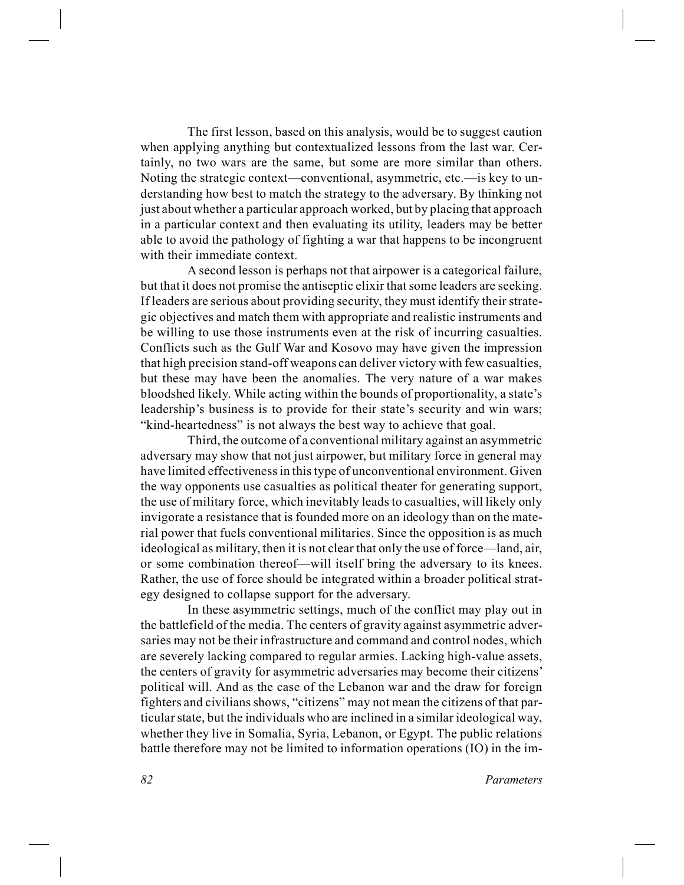The first lesson, based on this analysis, would be to suggest caution when applying anything but contextualized lessons from the last war. Certainly, no two wars are the same, but some are more similar than others. Noting the strategic context—conventional, asymmetric, etc.—is key to understanding how best to match the strategy to the adversary. By thinking not just about whether a particular approach worked, but by placing that approach in a particular context and then evaluating its utility, leaders may be better able to avoid the pathology of fighting a war that happens to be incongruent with their immediate context.

A second lesson is perhaps not that airpower is a categorical failure, but that it does not promise the antiseptic elixir that some leaders are seeking. If leaders are serious about providing security, they must identify their strategic objectives and match them with appropriate and realistic instruments and be willing to use those instruments even at the risk of incurring casualties. Conflicts such as the Gulf War and Kosovo may have given the impression that high precision stand-off weapons can deliver victory with few casualties, but these may have been the anomalies. The very nature of a war makes bloodshed likely. While acting within the bounds of proportionality, a state's leadership's business is to provide for their state's security and win wars; "kind-heartedness" is not always the best way to achieve that goal.

Third, the outcome of a conventional military against an asymmetric adversary may show that not just airpower, but military force in general may have limited effectiveness in this type of unconventional environment. Given the way opponents use casualties as political theater for generating support, the use of military force, which inevitably leads to casualties, will likely only invigorate a resistance that is founded more on an ideology than on the material power that fuels conventional militaries. Since the opposition is as much ideological as military, then it is not clear that only the use of force—land, air, or some combination thereof—will itself bring the adversary to its knees. Rather, the use of force should be integrated within a broader political strategy designed to collapse support for the adversary.

In these asymmetric settings, much of the conflict may play out in the battlefield of the media. The centers of gravity against asymmetric adversaries may not be their infrastructure and command and control nodes, which are severely lacking compared to regular armies. Lacking high-value assets, the centers of gravity for asymmetric adversaries may become their citizens' political will. And as the case of the Lebanon war and the draw for foreign fighters and civilians shows, "citizens" may not mean the citizens of that particular state, but the individuals who are inclined in a similar ideological way, whether they live in Somalia, Syria, Lebanon, or Egypt. The public relations battle therefore may not be limited to information operations (IO) in the im-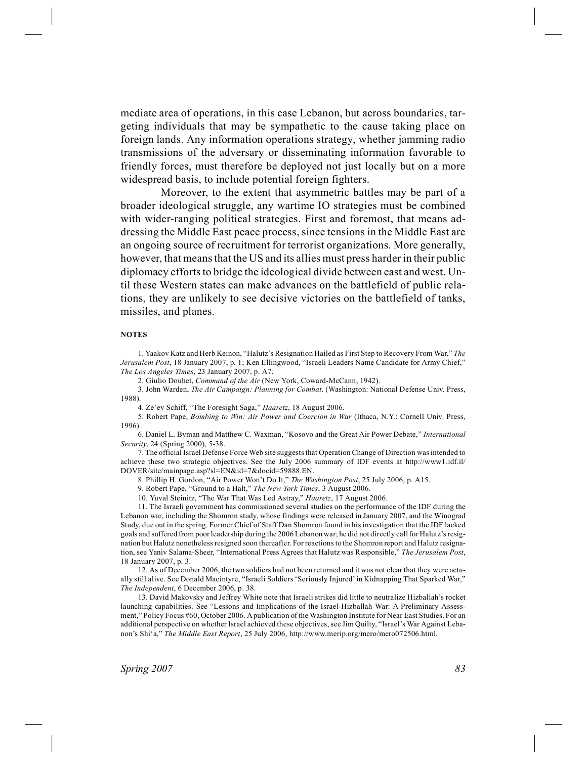mediate area of operations, in this case Lebanon, but across boundaries, targeting individuals that may be sympathetic to the cause taking place on foreign lands. Any information operations strategy, whether jamming radio transmissions of the adversary or disseminating information favorable to friendly forces, must therefore be deployed not just locally but on a more widespread basis, to include potential foreign fighters.

Moreover, to the extent that asymmetric battles may be part of a broader ideological struggle, any wartime IO strategies must be combined with wider-ranging political strategies. First and foremost, that means addressing the Middle East peace process, since tensions in the Middle East are an ongoing source of recruitment for terrorist organizations. More generally, however, that means that the US and its allies must press harder in their public diplomacy efforts to bridge the ideological divide between east and west. Until these Western states can make advances on the battlefield of public relations, they are unlikely to see decisive victories on the battlefield of tanks, missiles, and planes.

**NOTES**

1. Yaakov Katz and Herb Keinon, "Halutz's Resignation Hailed as First Step to Recovery From War," *The Jerusalem Post*, 18 January 2007, p. 1; Ken Ellingwood, "Israeli Leaders Name Candidate for Army Chief," *The Los Angeles Times*, 23 January 2007, p. A7.

2. Giulio Douhet, *Command of the Air* (New York, Coward-McCann, 1942).

3. John Warden, *The Air Campaign: Planning for Combat*. (Washington: National Defense Univ. Press, 1988).

4. Ze'ev Schiff, "The Foresight Saga," *Haaretz*, 18 August 2006.

5. Robert Pape, *Bombing to Win: Air Power and Coercion in War* (Ithaca, N.Y.: Cornell Univ. Press, 1996).

6. Daniel L. Byman and Matthew C. Waxman, "Kosovo and the Great Air Power Debate," *International Security*, 24 (Spring 2000), 5-38.

7. The official Israel Defense Force Web site suggests that Operation Change of Direction was intended to achieve these two strategic objectives. See the July 2006 summary of IDF events at http://www1.idf.il/DOVER/site/mainpage.asp?sl=EN&id=7&docid=59888.EN.

8. Phillip H. Gordon, "Air Power Won't Do It," *The Washington Post*, 25 July 2006, p. A15.

9. Robert Pape, "Ground to a Halt," *The New York Times*, 3 August 2006.

10. Yuval Steinitz, "The War That Was Led Astray," *Haaretz*, 17 August 2006.

11. The Israeli government has commissioned several studies on the performance of the IDF during the Lebanon war, including the Shomron study, whose findings were released in January 2007, and the Winograd Study, due out in the spring. Former Chief of Staff Dan Shomron found in his investigation that the IDF lacked goals and suffered from poor leadership during the 2006 Lebanon war; he did not directly call for Halutz's resignation but Halutz nonetheless resigned soon thereafter. For reactions to the Shomron report and Halutz resignation, see Yaniv Salama-Sheer, "International Press Agrees that Halutz was Responsible," *The Jerusalem Post*, 18 January 2007, p. 3.

12. As of December 2006, the two soldiers had not been returned and it was not clear that they were actually still alive. See Donald Macintyre, "Israeli Soldiers 'Seriously Injured' in Kidnapping That Sparked War," *The Independent*, 6 December 2006, p. 38.

13. David Makovsky and Jeffrey White note that Israeli strikes did little to neutralize Hizballah's rocket launching capabilities. See "Lessons and Implications of the Israel-Hizballah War: A Preliminary Assessment," Policy Focus #60, October 2006. A publication of the Washington Institute for Near East Studies. For an additional perspective on whether Israel achieved these objectives, see Jim Quilty, "Israel's War Against Lebanon's Shi'a," *The Middle East Report*, 25 July 2006, http://www.merip.org/mero/mero072506.html.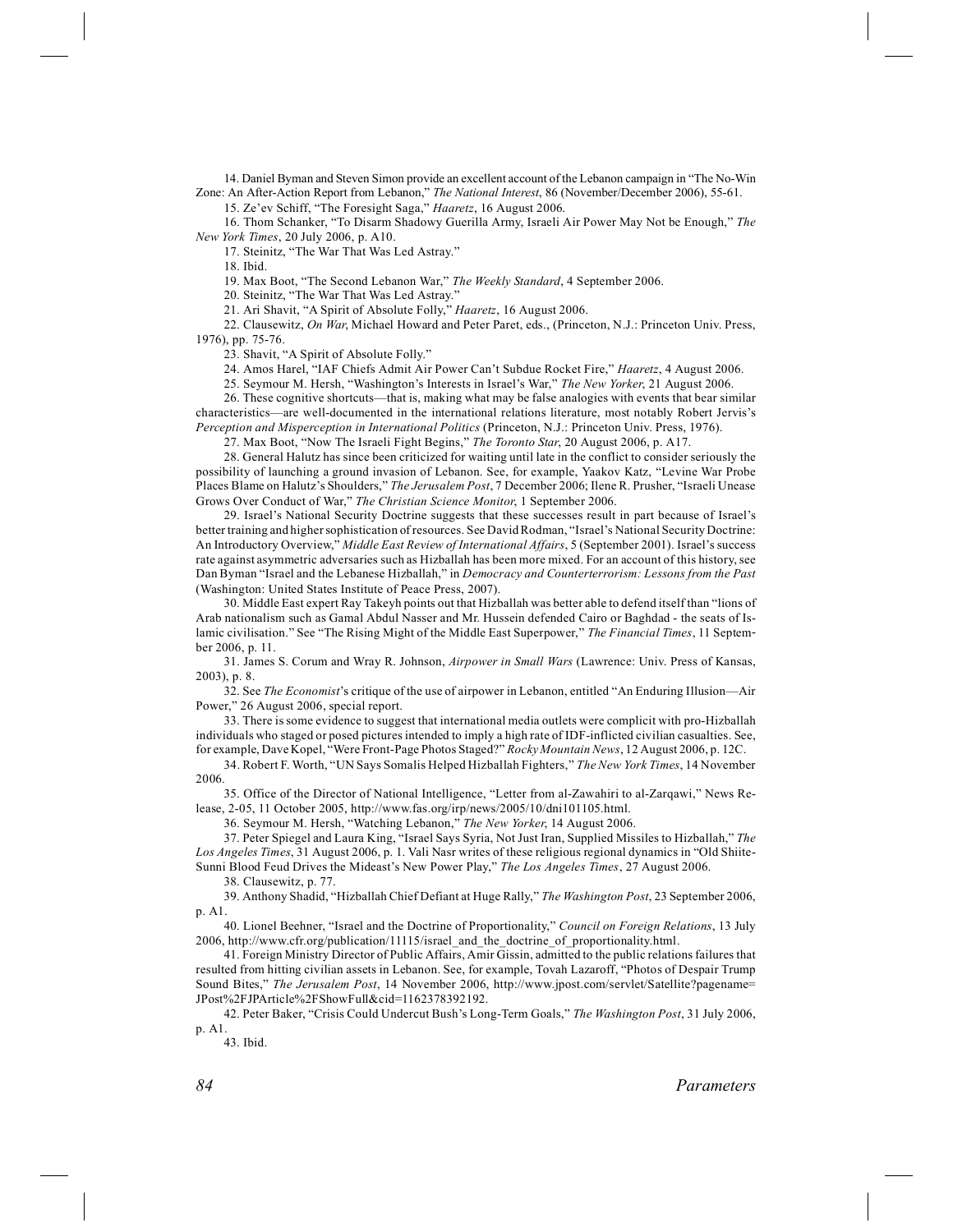14. Daniel Byman and Steven Simon provide an excellent account of the Lebanon campaign in "The No-Win Zone: An After-Action Report from Lebanon," *The National Interest*, 86 (November/December 2006), 55-61.

15. Ze'ev Schiff, "The Foresight Saga," *Haaretz*, 16 August 2006.

16. Thom Schanker, "To Disarm Shadowy Guerilla Army, Israeli Air Power May Not be Enough," *The New York Times*, 20 July 2006, p. A10.

17. Steinitz, "The War That Was Led Astray."

18. Ibid.

19. Max Boot, "The Second Lebanon War," *The Weekly Standard*, 4 September 2006.

20. Steinitz, "The War That Was Led Astray."

21. Ari Shavit, "A Spirit of Absolute Folly," *Haaretz*, 16 August 2006.

22. Clausewitz, *On War*, Michael Howard and Peter Paret, eds., (Princeton, N.J.: Princeton Univ. Press, 1976), pp. 75-76.

23. Shavit, "A Spirit of Absolute Folly."

24. Amos Harel, "IAF Chiefs Admit Air Power Can't Subdue Rocket Fire," *Haaretz*, 4 August 2006.

25. Seymour M. Hersh, "Washington's Interests in Israel's War," *The New Yorker*, 21 August 2006.

26. These cognitive shortcuts—that is, making what may be false analogies with events that bear similar characteristics—are well-documented in the international relations literature, most notably Robert Jervis's *Perception and Misperception in International Politics* (Princeton, N.J.: Princeton Univ. Press, 1976).

27. Max Boot, "Now The Israeli Fight Begins," *The Toronto Star*, 20 August 2006, p. A17.

28. General Halutz has since been criticized for waiting until late in the conflict to consider seriously the possibility of launching a ground invasion of Lebanon. See, for example, Yaakov Katz, "Levine War Probe Places Blame on Halutz's Shoulders," *The Jerusalem Post*, 7 December 2006; Ilene R. Prusher, "Israeli Unease Grows Over Conduct of War," *The Christian Science Monitor*, 1 September 2006.

29. Israel's National Security Doctrine suggests that these successes result in part because of Israel's better training and higher sophistication of resources. See David Rodman, "Israel's National Security Doctrine: An Introductory Overview," *Middle East Review of International Affairs*, 5 (September 2001). Israel's success rate against asymmetric adversaries such as Hizballah has been more mixed. For an account of this history, see Dan Byman "Israel and the Lebanese Hizballah," in *Democracy and Counterterrorism: Lessons from the Past* (Washington: United States Institute of Peace Press, 2007).

30. Middle East expert Ray Takeyh points out that Hizballah was better able to defend itself than "lions of Arab nationalism such as Gamal Abdul Nasser and Mr. Hussein defended Cairo or Baghdad - the seats of Islamic civilisation." See "The Rising Might of the Middle East Superpower," *The Financial Times*, 11 September 2006, p. 11.

31. James S. Corum and Wray R. Johnson, *Airpower in Small Wars* (Lawrence: Univ. Press of Kansas, 2003), p. 8.

32. See *The Economist*'s critique of the use of airpower in Lebanon, entitled "An Enduring Illusion—Air Power," 26 August 2006, special report.

33. There is some evidence to suggest that international media outlets were complicit with pro-Hizballah individuals who staged or posed pictures intended to imply a high rate of IDF-inflicted civilian casualties. See, for example, Dave Kopel, "Were Front-Page Photos Staged?" *Rocky Mountain News*, 12 August 2006, p. 12C.

34. Robert F. Worth, "UN Says Somalis Helped Hizballah Fighters," *The New York Times*, 14 November 2006.

35. Office of the Director of National Intelligence, "Letter from al-Zawahiri to al-Zarqawi," News Release, 2-05, 11 October 2005, http://www.fas.org/irp/news/2005/10/dni101105.html.

36. Seymour M. Hersh, "Watching Lebanon," *The New Yorker*, 14 August 2006.

37. Peter Spiegel and Laura King, "Israel Says Syria, Not Just Iran, Supplied Missiles to Hizballah," *The Los Angeles Times*, 31 August 2006, p. 1. Vali Nasr writes of these religious regional dynamics in "Old Shiite-Sunni Blood Feud Drives the Mideast's New Power Play," *The Los Angeles Times*, 27 August 2006.

38. Clausewitz, p. 77.

39. Anthony Shadid, "Hizballah Chief Defiant at Huge Rally," *The Washington Post*, 23 September 2006, p. A1.

40. Lionel Beehner, "Israel and the Doctrine of Proportionality," *Council on Foreign Relations*, 13 July 2006, http://www.cfr.org/publication/11115/israel_and_the_doctrine_of_proportionality.html.

41. Foreign Ministry Director of Public Affairs, Amir Gissin, admitted to the public relations failures that resulted from hitting civilian assets in Lebanon. See, for example, Tovah Lazaroff, "Photos of Despair Trump Sound Bites," *The Jerusalem Post*, 14 November 2006, http://www.jpost.com/servlet/Satellite?pagename=JPost%2FJPArticle%2FShowFull&cid=1162378392192.

42. Peter Baker, "Crisis Could Undercut Bush's Long-Term Goals," *The Washington Post*, 31 July 2006, p. A1.

43. Ibid.